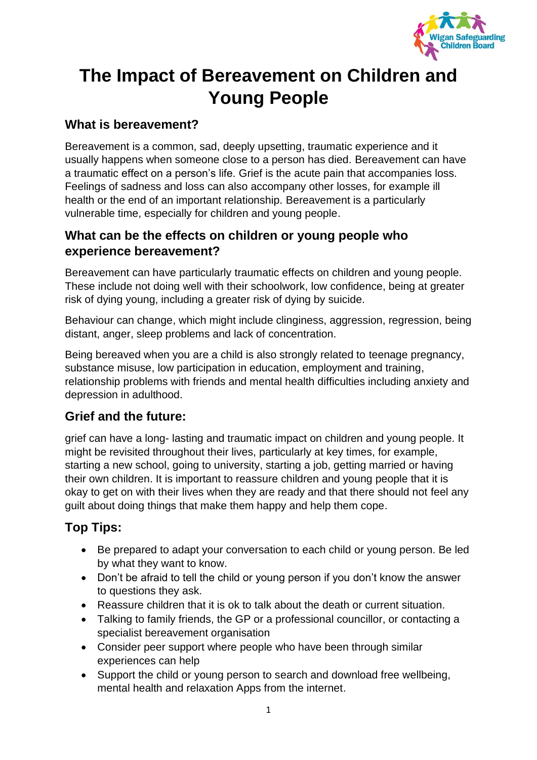# The Impact of Bereavement on Children and Young People

## What is bereavement?

Bereavement is a common, sad, deeply upsetting, traumatic experience and it usually happens when someone close to a person has died. Bereavement can have a traumatic effect on a person's life. Grief is the acute pain that accompanies loss. Feelings of sadness and loss can also accompany other losses, for example ill health or the end of an important relationship. Bereavement is a particularly vulnerable time, especially for children and young people.

## What can be the effects on children or young people who experience bereavement?

Bereavement can have particularly traumatic effects on children and young people. These include not doing well with their schoolwork, low confidence, being at greater risk of dying young, including a greater risk of dying by suicide.

Behaviour can change, which might include clinginess, aggression, regression, being distant, anger, sleep problems and lack of concentration.

Being bereaved when you are a child is also strongly related to teenage pregnancy, substance misuse, low participation in education, employment and training, relationship problems with friends and mental health difficulties including anxiety and depression in adulthood.

## Grief and the future:

grief can have a long- lasting and traumatic impact on children and young people. It might be revisited throughout their lives, particularly at key times, for example, starting a new school, going to university, starting a job, getting married or having their own children. It is important to reassure children and young people that it is okay to get on with their lives when they are ready and that there should not feel any guilt about doing things that make them happy and help them cope.

## Top Tips:

- Be prepared to adapt your conversation to each child or young person. Be led by what they want to know.
- Don't be afraid to tell the child or young person if you don't know the answer to questions they ask.
- Reassure children that it is ok to talk about the death or current situation.
- Talking to family friends, the GP or a professional councillor, or contacting a specialist bereavement organisation
- Consider peer support where people who have been through similar experiences can help
- Support the child or young person to search and download free wellbeing, mental health and relaxation Apps from the internet.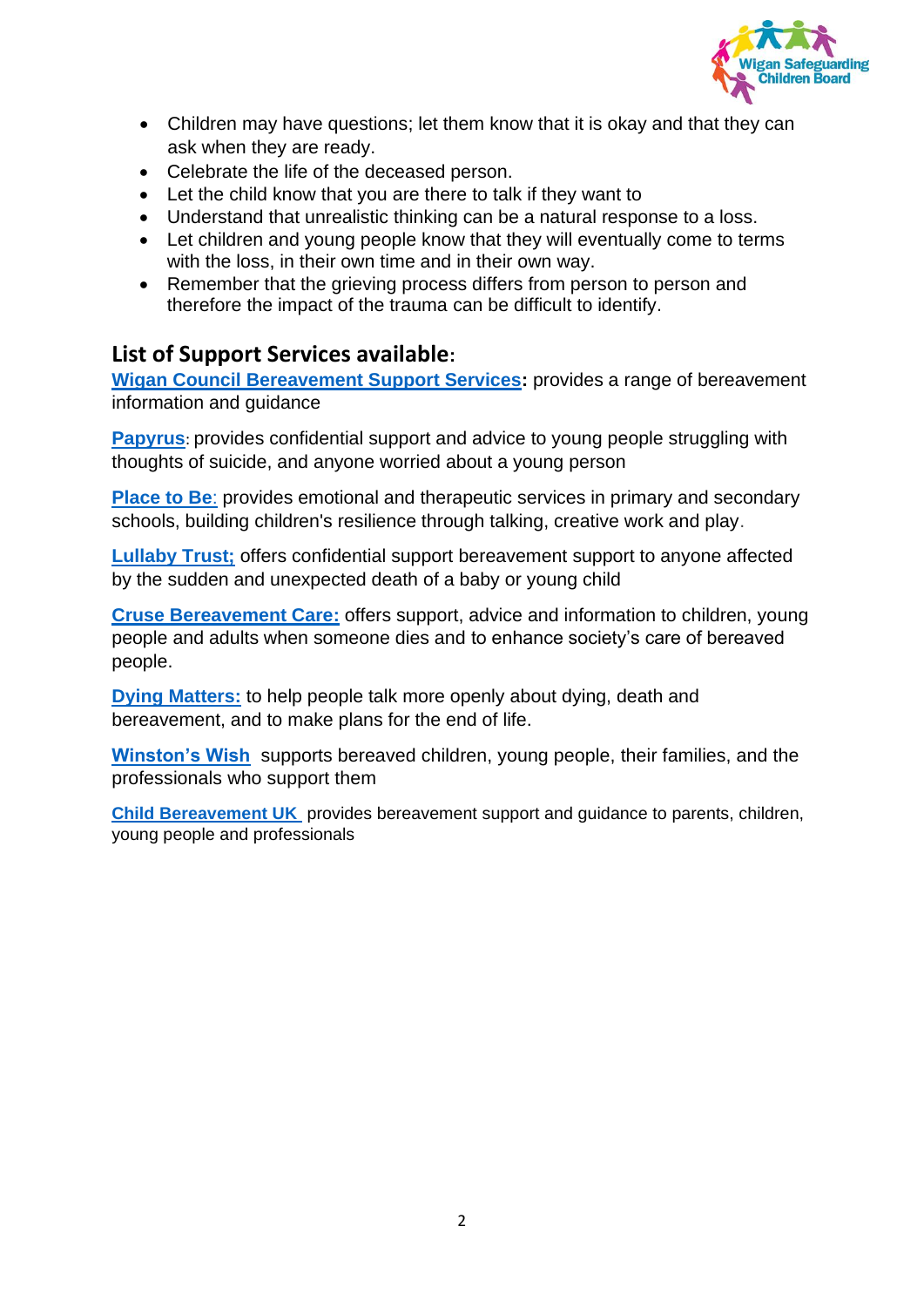- Children may have questions; let them know that it is okay and that they can ask when they are ready.
- Celebrate the life of the deceased person.
- Let the child know that you are there to talk if they want to
- Understand that unrealistic thinking can be a natural response to a loss.
- Let children and young people know that they will eventually come to terms with the loss, in their own time and in their own way.
- Remember that the grieving process differs from person to person and therefore the impact of the trauma can be difficult to identify.

## List of Support Services available:

**Wigan Council Bereavement Support Services:** provides a range of bereavement information and guidance

**Papyrus**: provides confidential support and advice to young people struggling with thoughts of suicide, and anyone worried about a young person

**Place to Be**: provides emotional and therapeutic services in primary and secondary schools, building children's resilience through talking, creative work and play.

**Lullaby Trust;** offers confidential support bereavement support to anyone affected by the sudden and unexpected death of a baby or young child

**Cruse Bereavement Care:** offers support, advice and information to children, young people and adults when someone dies and to enhance society's care of bereaved people.

**Dying Matters:** to help people talk more openly about dying, death and bereavement, and to make plans for the end of life.

**Winston's Wish** supports bereaved children, young people, their families, and the professionals who support them

**Child Bereavement UK** provides bereavement support and guidance to parents, children, young people and professionals